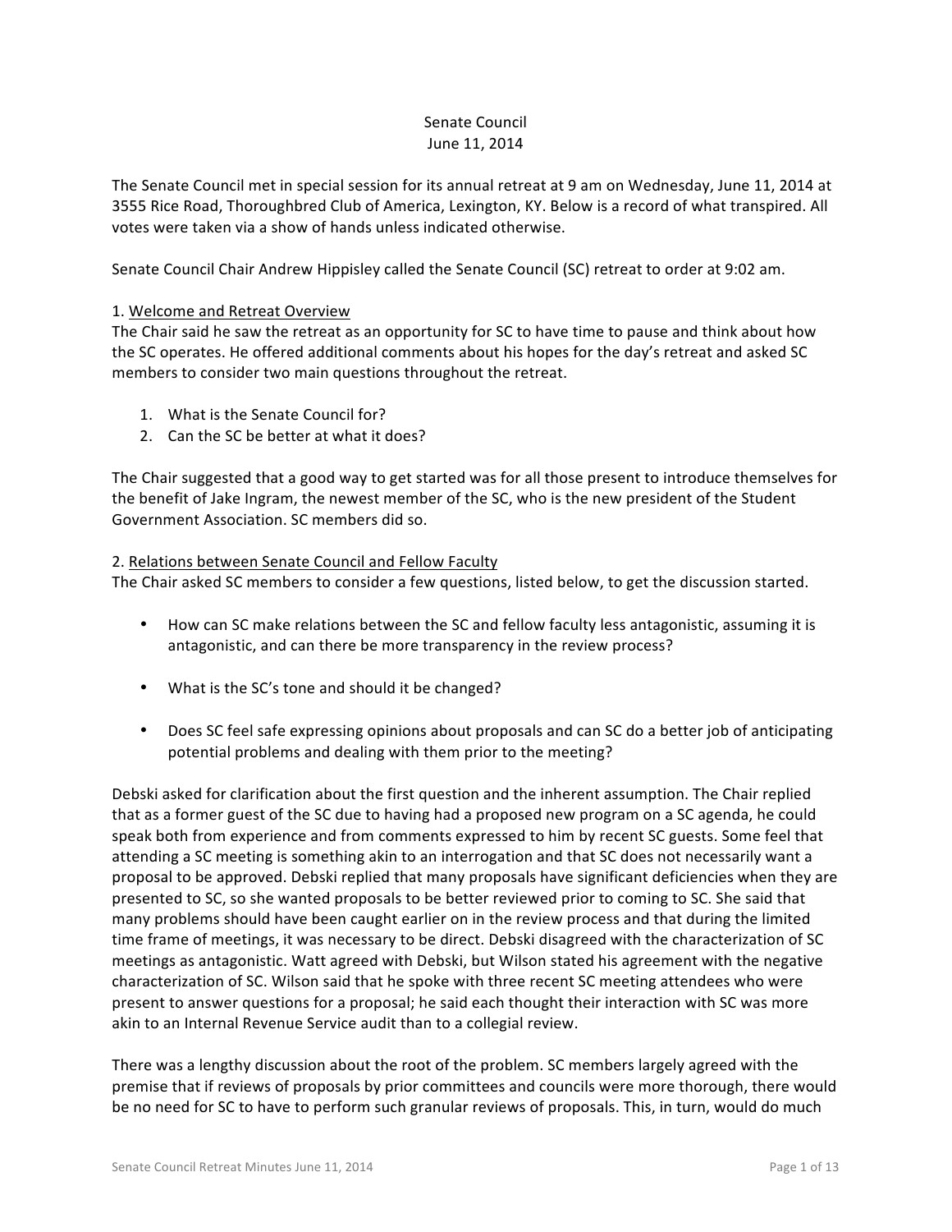Senate Council
June 11, 2014

The Senate Council met in special session for its annual retreat at 9 am on Wednesday, June 11, 2014 at 3555 Rice Road, Thoroughbred Club of America, Lexington, KY. Below is a record of what transpired. All votes were taken via a show of hands unless indicated otherwise.

Senate Council Chair Andrew Hippisley called the Senate Council (SC) retreat to order at 9:02 am.

1. Welcome and Retreat Overview

The Chair said he saw the retreat as an opportunity for SC to have time to pause and think about how the SC operates. He offered additional comments about his hopes for the day's retreat and asked SC members to consider two main questions throughout the retreat.

1. What is the Senate Council for?
2. Can the SC be better at what it does?

The Chair suggested that a good way to get started was for all those present to introduce themselves for the benefit of Jake Ingram, the newest member of the SC, who is the new president of the Student Government Association. SC members did so.

2. Relations between Senate Council and Fellow Faculty

The Chair asked SC members to consider a few questions, listed below, to get the discussion started.

- How can SC make relations between the SC and fellow faculty less antagonistic, assuming it is antagonistic, and can there be more transparency in the review process?
- What is the SC's tone and should it be changed?
- Does SC feel safe expressing opinions about proposals and can SC do a better job of anticipating potential problems and dealing with them prior to the meeting?

Debski asked for clarification about the first question and the inherent assumption. The Chair replied that as a former guest of the SC due to having had a proposed new program on a SC agenda, he could speak both from experience and from comments expressed to him by recent SC guests. Some feel that attending a SC meeting is something akin to an interrogation and that SC does not necessarily want a proposal to be approved. Debski replied that many proposals have significant deficiencies when they are presented to SC, so she wanted proposals to be better reviewed prior to coming to SC. She said that many problems should have been caught earlier on in the review process and that during the limited time frame of meetings, it was necessary to be direct. Debski disagreed with the characterization of SC meetings as antagonistic. Watt agreed with Debski, but Wilson stated his agreement with the negative characterization of SC. Wilson said that he spoke with three recent SC meeting attendees who were present to answer questions for a proposal; he said each thought their interaction with SC was more akin to an Internal Revenue Service audit than to a collegial review.

There was a lengthy discussion about the root of the problem. SC members largely agreed with the premise that if reviews of proposals by prior committees and councils were more thorough, there would be no need for SC to have to perform such granular reviews of proposals. This, in turn, would do much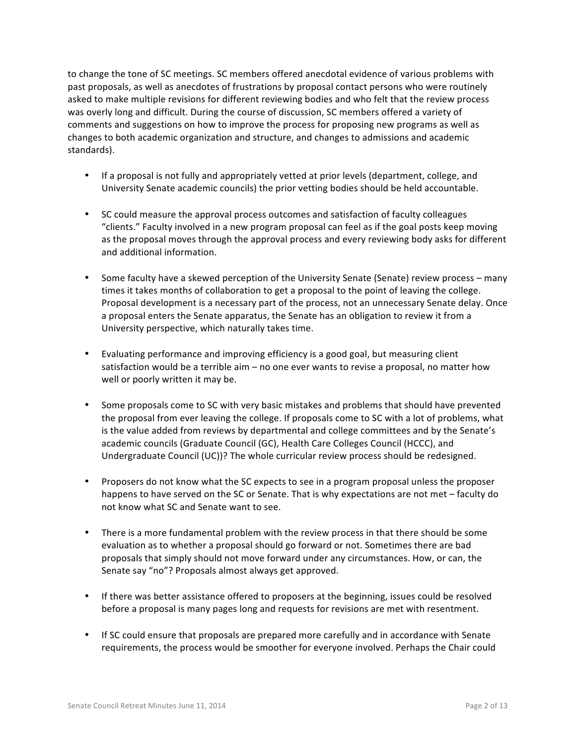to change the tone of SC meetings. SC members offered anecdotal evidence of various problems with past proposals, as well as anecdotes of frustrations by proposal contact persons who were routinely asked to make multiple revisions for different reviewing bodies and who felt that the review process was overly long and difficult. During the course of discussion, SC members offered a variety of comments and suggestions on how to improve the process for proposing new programs as well as changes to both academic organization and structure, and changes to admissions and academic standards).

- If a proposal is not fully and appropriately vetted at prior levels (department, college, and University Senate academic councils) the prior vetting bodies should be held accountable.

- SC could measure the approval process outcomes and satisfaction of faculty colleagues "clients." Faculty involved in a new program proposal can feel as if the goal posts keep moving as the proposal moves through the approval process and every reviewing body asks for different and additional information.

- Some faculty have a skewed perception of the University Senate (Senate) review process – many times it takes months of collaboration to get a proposal to the point of leaving the college. Proposal development is a necessary part of the process, not an unnecessary Senate delay. Once a proposal enters the Senate apparatus, the Senate has an obligation to review it from a University perspective, which naturally takes time.

- Evaluating performance and improving efficiency is a good goal, but measuring client satisfaction would be a terrible aim – no one ever wants to revise a proposal, no matter how well or poorly written it may be.

- Some proposals come to SC with very basic mistakes and problems that should have prevented the proposal from ever leaving the college. If proposals come to SC with a lot of problems, what is the value added from reviews by departmental and college committees and by the Senate's academic councils (Graduate Council (GC), Health Care Colleges Council (HCCC), and Undergraduate Council (UC))? The whole curricular review process should be redesigned.

- Proposers do not know what the SC expects to see in a program proposal unless the proposer happens to have served on the SC or Senate. That is why expectations are not met – faculty do not know what SC and Senate want to see.

- There is a more fundamental problem with the review process in that there should be some evaluation as to whether a proposal should go forward or not. Sometimes there are bad proposals that simply should not move forward under any circumstances. How, or can, the Senate say "no"? Proposals almost always get approved.

- If there was better assistance offered to proposers at the beginning, issues could be resolved before a proposal is many pages long and requests for revisions are met with resentment.

- If SC could ensure that proposals are prepared more carefully and in accordance with Senate requirements, the process would be smoother for everyone involved. Perhaps the Chair could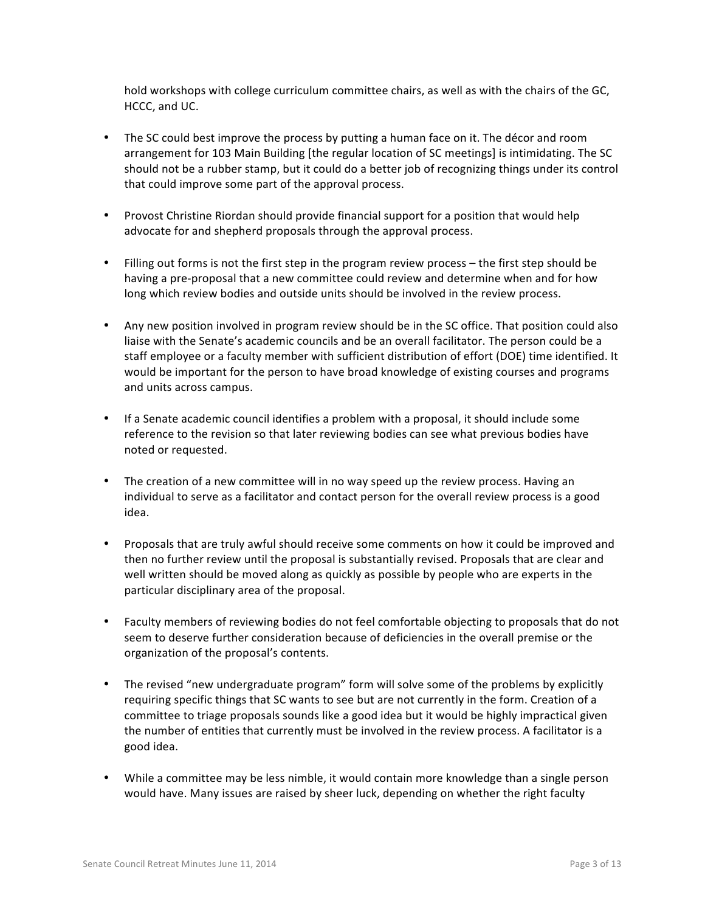hold workshops with college curriculum committee chairs, as well as with the chairs of the GC, HCCC, and UC.

- The SC could best improve the process by putting a human face on it. The décor and room arrangement for 103 Main Building [the regular location of SC meetings] is intimidating. The SC should not be a rubber stamp, but it could do a better job of recognizing things under its control that could improve some part of the approval process.

- Provost Christine Riordan should provide financial support for a position that would help advocate for and shepherd proposals through the approval process.

- Filling out forms is not the first step in the program review process – the first step should be having a pre-proposal that a new committee could review and determine when and for how long which review bodies and outside units should be involved in the review process.

- Any new position involved in program review should be in the SC office. That position could also liaise with the Senate's academic councils and be an overall facilitator. The person could be a staff employee or a faculty member with sufficient distribution of effort (DOE) time identified. It would be important for the person to have broad knowledge of existing courses and programs and units across campus.

- If a Senate academic council identifies a problem with a proposal, it should include some reference to the revision so that later reviewing bodies can see what previous bodies have noted or requested.

- The creation of a new committee will in no way speed up the review process. Having an individual to serve as a facilitator and contact person for the overall review process is a good idea.

- Proposals that are truly awful should receive some comments on how it could be improved and then no further review until the proposal is substantially revised. Proposals that are clear and well written should be moved along as quickly as possible by people who are experts in the particular disciplinary area of the proposal.

- Faculty members of reviewing bodies do not feel comfortable objecting to proposals that do not seem to deserve further consideration because of deficiencies in the overall premise or the organization of the proposal's contents.

- The revised "new undergraduate program" form will solve some of the problems by explicitly requiring specific things that SC wants to see but are not currently in the form. Creation of a committee to triage proposals sounds like a good idea but it would be highly impractical given the number of entities that currently must be involved in the review process. A facilitator is a good idea.

- While a committee may be less nimble, it would contain more knowledge than a single person would have. Many issues are raised by sheer luck, depending on whether the right faculty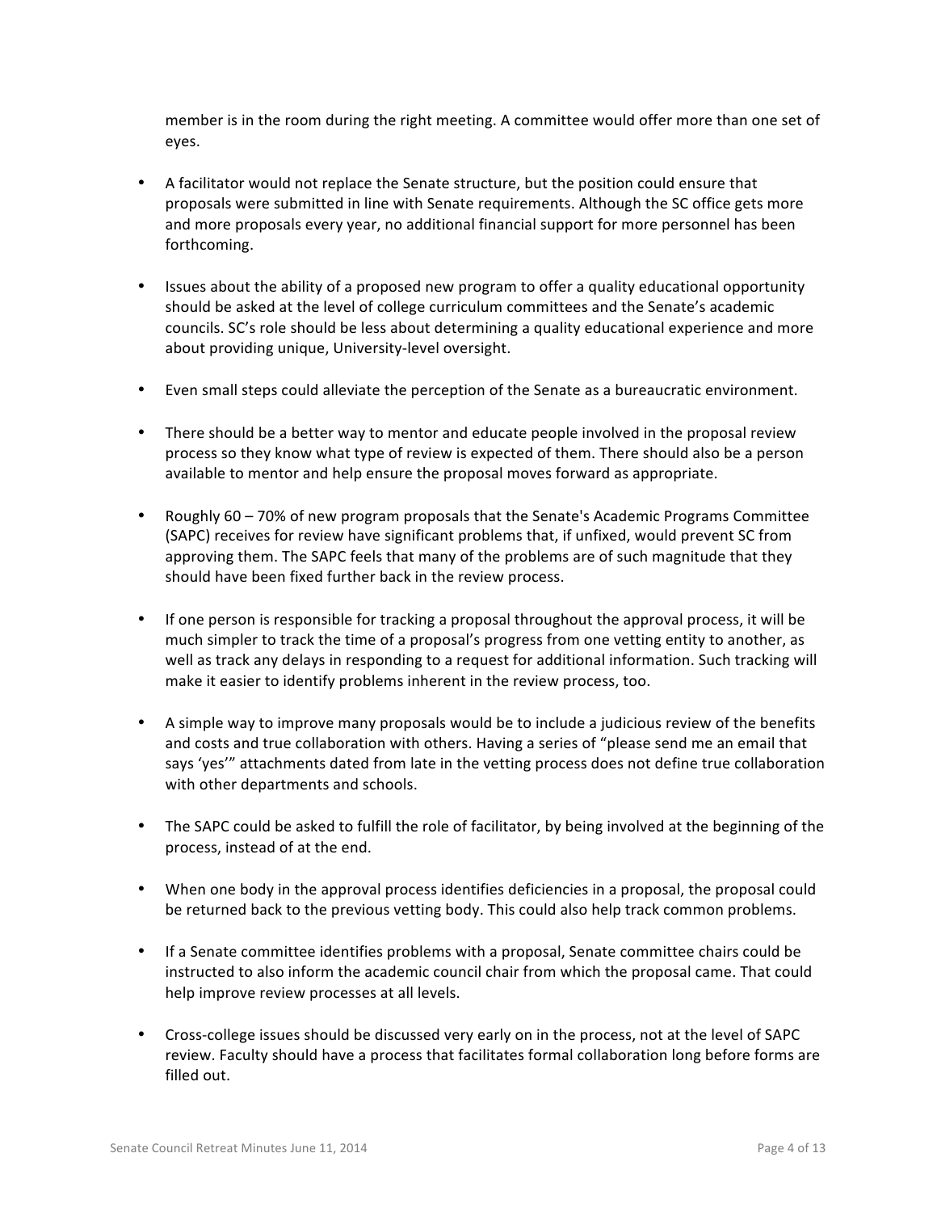member is in the room during the right meeting. A committee would offer more than one set of eyes.

- A facilitator would not replace the Senate structure, but the position could ensure that proposals were submitted in line with Senate requirements. Although the SC office gets more and more proposals every year, no additional financial support for more personnel has been forthcoming.

- Issues about the ability of a proposed new program to offer a quality educational opportunity should be asked at the level of college curriculum committees and the Senate's academic councils. SC's role should be less about determining a quality educational experience and more about providing unique, University-level oversight.

- Even small steps could alleviate the perception of the Senate as a bureaucratic environment.

- There should be a better way to mentor and educate people involved in the proposal review process so they know what type of review is expected of them. There should also be a person available to mentor and help ensure the proposal moves forward as appropriate.

- Roughly 60 – 70% of new program proposals that the Senate's Academic Programs Committee (SAPC) receives for review have significant problems that, if unfixed, would prevent SC from approving them. The SAPC feels that many of the problems are of such magnitude that they should have been fixed further back in the review process.

- If one person is responsible for tracking a proposal throughout the approval process, it will be much simpler to track the time of a proposal's progress from one vetting entity to another, as well as track any delays in responding to a request for additional information. Such tracking will make it easier to identify problems inherent in the review process, too.

- A simple way to improve many proposals would be to include a judicious review of the benefits and costs and true collaboration with others. Having a series of "please send me an email that says 'yes'" attachments dated from late in the vetting process does not define true collaboration with other departments and schools.

- The SAPC could be asked to fulfill the role of facilitator, by being involved at the beginning of the process, instead of at the end.

- When one body in the approval process identifies deficiencies in a proposal, the proposal could be returned back to the previous vetting body. This could also help track common problems.

- If a Senate committee identifies problems with a proposal, Senate committee chairs could be instructed to also inform the academic council chair from which the proposal came. That could help improve review processes at all levels.

- Cross-college issues should be discussed very early on in the process, not at the level of SAPC review. Faculty should have a process that facilitates formal collaboration long before forms are filled out.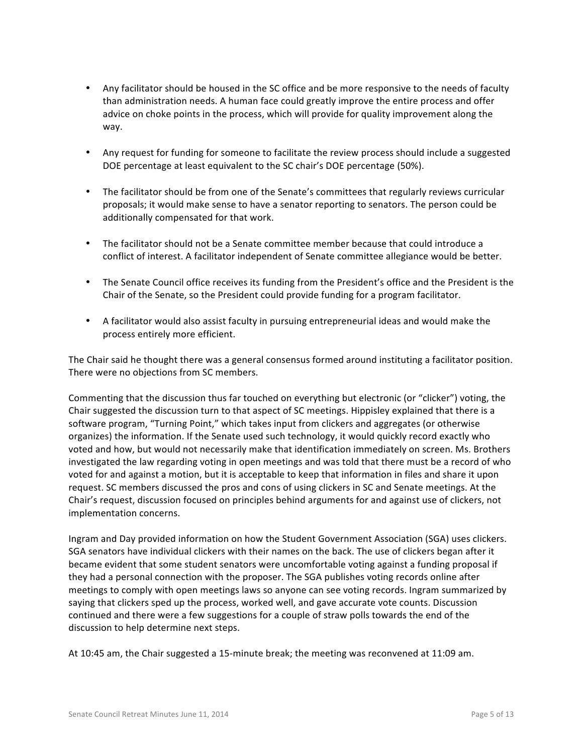- Any facilitator should be housed in the SC office and be more responsive to the needs of faculty than administration needs. A human face could greatly improve the entire process and offer advice on choke points in the process, which will provide for quality improvement along the way.

- Any request for funding for someone to facilitate the review process should include a suggested DOE percentage at least equivalent to the SC chair's DOE percentage (50%).

- The facilitator should be from one of the Senate's committees that regularly reviews curricular proposals; it would make sense to have a senator reporting to senators. The person could be additionally compensated for that work.

- The facilitator should not be a Senate committee member because that could introduce a conflict of interest. A facilitator independent of Senate committee allegiance would be better.

- The Senate Council office receives its funding from the President's office and the President is the Chair of the Senate, so the President could provide funding for a program facilitator.

- A facilitator would also assist faculty in pursuing entrepreneurial ideas and would make the process entirely more efficient.

The Chair said he thought there was a general consensus formed around instituting a facilitator position. There were no objections from SC members.

Commenting that the discussion thus far touched on everything but electronic (or "clicker") voting, the Chair suggested the discussion turn to that aspect of SC meetings. Hippisley explained that there is a software program, "Turning Point," which takes input from clickers and aggregates (or otherwise organizes) the information. If the Senate used such technology, it would quickly record exactly who voted and how, but would not necessarily make that identification immediately on screen. Ms. Brothers investigated the law regarding voting in open meetings and was told that there must be a record of who voted for and against a motion, but it is acceptable to keep that information in files and share it upon request. SC members discussed the pros and cons of using clickers in SC and Senate meetings. At the Chair's request, discussion focused on principles behind arguments for and against use of clickers, not implementation concerns.

Ingram and Day provided information on how the Student Government Association (SGA) uses clickers. SGA senators have individual clickers with their names on the back. The use of clickers began after it became evident that some student senators were uncomfortable voting against a funding proposal if they had a personal connection with the proposer. The SGA publishes voting records online after meetings to comply with open meetings laws so anyone can see voting records. Ingram summarized by saying that clickers sped up the process, worked well, and gave accurate vote counts. Discussion continued and there were a few suggestions for a couple of straw polls towards the end of the discussion to help determine next steps.

At 10:45 am, the Chair suggested a 15-minute break; the meeting was reconvened at 11:09 am.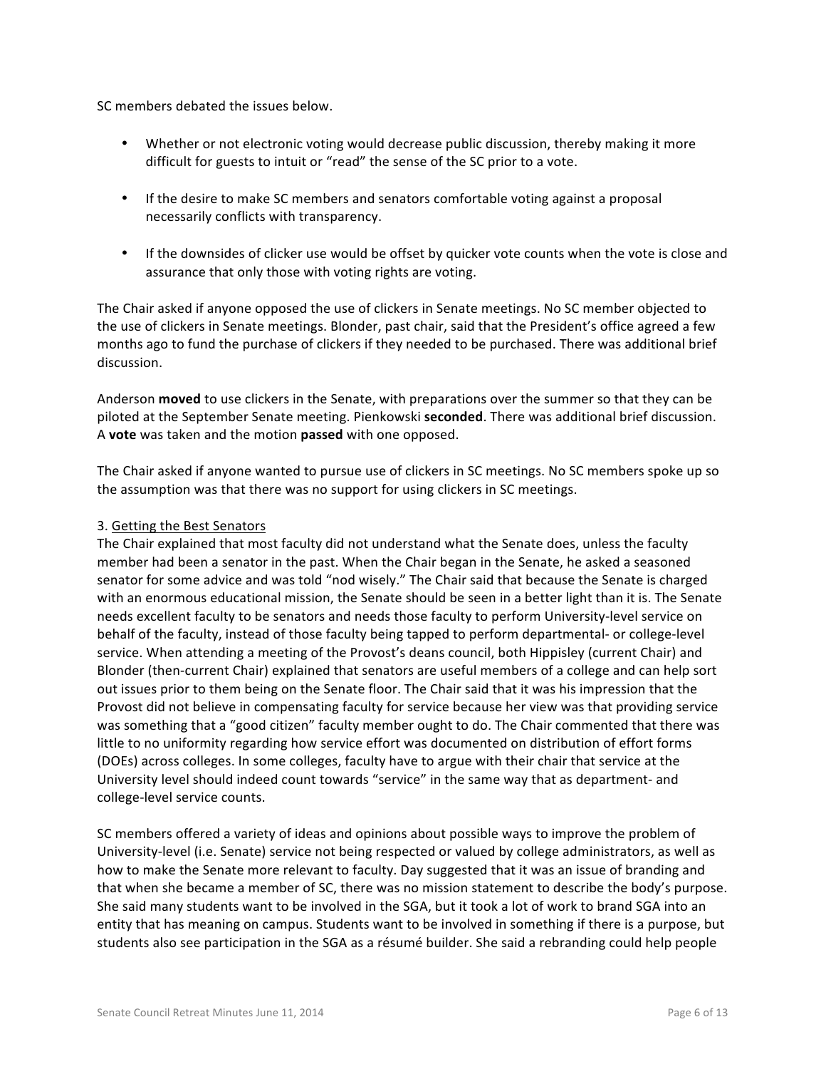SC members debated the issues below.

- Whether or not electronic voting would decrease public discussion, thereby making it more difficult for guests to intuit or "read" the sense of the SC prior to a vote.
- If the desire to make SC members and senators comfortable voting against a proposal necessarily conflicts with transparency.
- If the downsides of clicker use would be offset by quicker vote counts when the vote is close and assurance that only those with voting rights are voting.

The Chair asked if anyone opposed the use of clickers in Senate meetings. No SC member objected to the use of clickers in Senate meetings. Blonder, past chair, said that the President's office agreed a few months ago to fund the purchase of clickers if they needed to be purchased. There was additional brief discussion.

Anderson **moved** to use clickers in the Senate, with preparations over the summer so that they can be piloted at the September Senate meeting. Pienkowski **seconded**. There was additional brief discussion. A **vote** was taken and the motion **passed** with one opposed.

The Chair asked if anyone wanted to pursue use of clickers in SC meetings. No SC members spoke up so the assumption was that there was no support for using clickers in SC meetings.

3. Getting the Best Senators

The Chair explained that most faculty did not understand what the Senate does, unless the faculty member had been a senator in the past. When the Chair began in the Senate, he asked a seasoned senator for some advice and was told "nod wisely." The Chair said that because the Senate is charged with an enormous educational mission, the Senate should be seen in a better light than it is. The Senate needs excellent faculty to be senators and needs those faculty to perform University-level service on behalf of the faculty, instead of those faculty being tapped to perform departmental- or college-level service. When attending a meeting of the Provost's deans council, both Hippisley (current Chair) and Blonder (then-current Chair) explained that senators are useful members of a college and can help sort out issues prior to them being on the Senate floor. The Chair said that it was his impression that the Provost did not believe in compensating faculty for service because her view was that providing service was something that a "good citizen" faculty member ought to do. The Chair commented that there was little to no uniformity regarding how service effort was documented on distribution of effort forms (DOEs) across colleges. In some colleges, faculty have to argue with their chair that service at the University level should indeed count towards "service" in the same way that as department- and college-level service counts.

SC members offered a variety of ideas and opinions about possible ways to improve the problem of University-level (i.e. Senate) service not being respected or valued by college administrators, as well as how to make the Senate more relevant to faculty. Day suggested that it was an issue of branding and that when she became a member of SC, there was no mission statement to describe the body's purpose. She said many students want to be involved in the SGA, but it took a lot of work to brand SGA into an entity that has meaning on campus. Students want to be involved in something if there is a purpose, but students also see participation in the SGA as a résumé builder. She said a rebranding could help people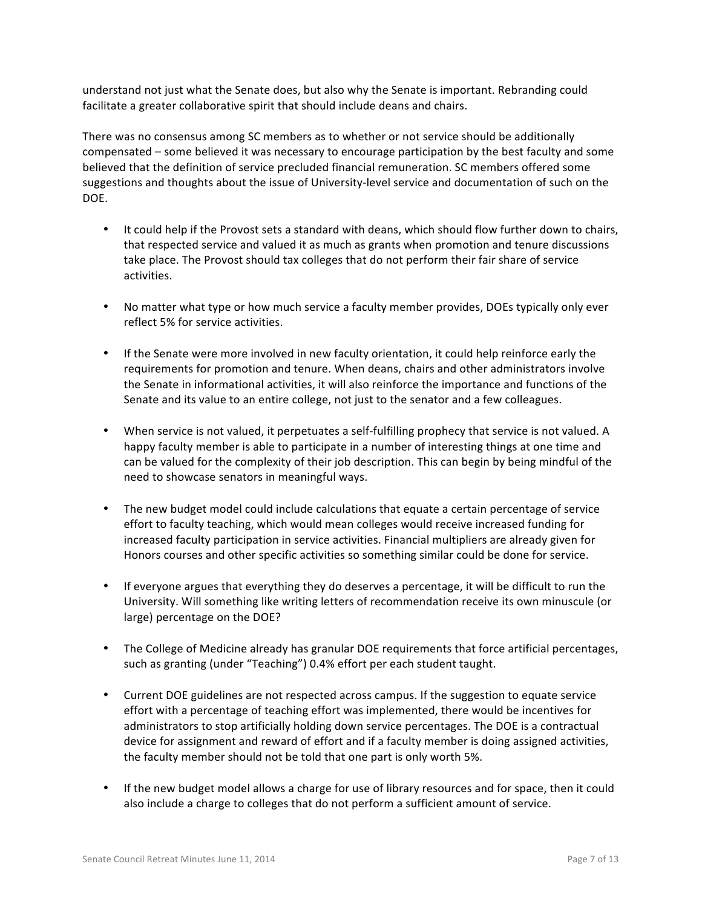understand not just what the Senate does, but also why the Senate is important. Rebranding could facilitate a greater collaborative spirit that should include deans and chairs.

There was no consensus among SC members as to whether or not service should be additionally compensated – some believed it was necessary to encourage participation by the best faculty and some believed that the definition of service precluded financial remuneration. SC members offered some suggestions and thoughts about the issue of University-level service and documentation of such on the DOE.

- It could help if the Provost sets a standard with deans, which should flow further down to chairs, that respected service and valued it as much as grants when promotion and tenure discussions take place. The Provost should tax colleges that do not perform their fair share of service activities.

- No matter what type or how much service a faculty member provides, DOEs typically only ever reflect 5% for service activities.

- If the Senate were more involved in new faculty orientation, it could help reinforce early the requirements for promotion and tenure. When deans, chairs and other administrators involve the Senate in informational activities, it will also reinforce the importance and functions of the Senate and its value to an entire college, not just to the senator and a few colleagues.

- When service is not valued, it perpetuates a self-fulfilling prophecy that service is not valued. A happy faculty member is able to participate in a number of interesting things at one time and can be valued for the complexity of their job description. This can begin by being mindful of the need to showcase senators in meaningful ways.

- The new budget model could include calculations that equate a certain percentage of service effort to faculty teaching, which would mean colleges would receive increased funding for increased faculty participation in service activities. Financial multipliers are already given for Honors courses and other specific activities so something similar could be done for service.

- If everyone argues that everything they do deserves a percentage, it will be difficult to run the University. Will something like writing letters of recommendation receive its own minuscule (or large) percentage on the DOE?

- The College of Medicine already has granular DOE requirements that force artificial percentages, such as granting (under "Teaching") 0.4% effort per each student taught.

- Current DOE guidelines are not respected across campus. If the suggestion to equate service effort with a percentage of teaching effort was implemented, there would be incentives for administrators to stop artificially holding down service percentages. The DOE is a contractual device for assignment and reward of effort and if a faculty member is doing assigned activities, the faculty member should not be told that one part is only worth 5%.

- If the new budget model allows a charge for use of library resources and for space, then it could also include a charge to colleges that do not perform a sufficient amount of service.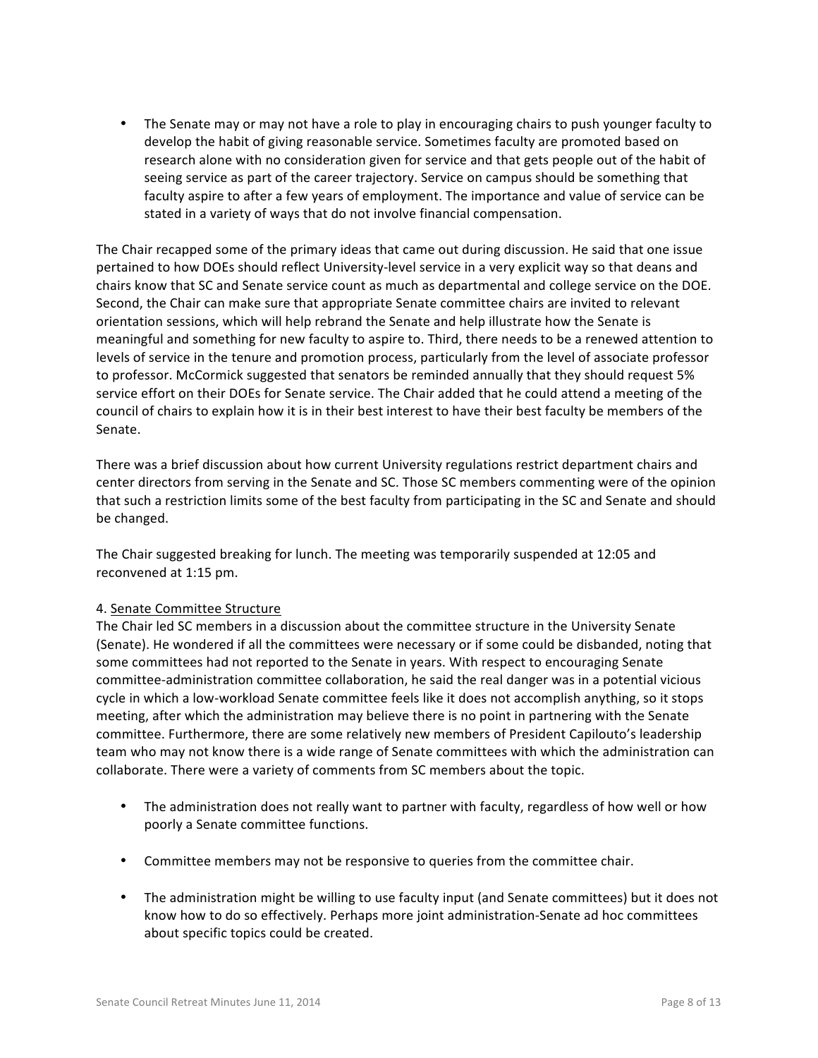- The Senate may or may not have a role to play in encouraging chairs to push younger faculty to develop the habit of giving reasonable service. Sometimes faculty are promoted based on research alone with no consideration given for service and that gets people out of the habit of seeing service as part of the career trajectory. Service on campus should be something that faculty aspire to after a few years of employment. The importance and value of service can be stated in a variety of ways that do not involve financial compensation.

The Chair recapped some of the primary ideas that came out during discussion. He said that one issue pertained to how DOEs should reflect University-level service in a very explicit way so that deans and chairs know that SC and Senate service count as much as departmental and college service on the DOE. Second, the Chair can make sure that appropriate Senate committee chairs are invited to relevant orientation sessions, which will help rebrand the Senate and help illustrate how the Senate is meaningful and something for new faculty to aspire to. Third, there needs to be a renewed attention to levels of service in the tenure and promotion process, particularly from the level of associate professor to professor. McCormick suggested that senators be reminded annually that they should request 5% service effort on their DOEs for Senate service. The Chair added that he could attend a meeting of the council of chairs to explain how it is in their best interest to have their best faculty be members of the Senate.

There was a brief discussion about how current University regulations restrict department chairs and center directors from serving in the Senate and SC. Those SC members commenting were of the opinion that such a restriction limits some of the best faculty from participating in the SC and Senate and should be changed.

The Chair suggested breaking for lunch. The meeting was temporarily suspended at 12:05 and reconvened at 1:15 pm.

4. Senate Committee Structure

The Chair led SC members in a discussion about the committee structure in the University Senate (Senate). He wondered if all the committees were necessary or if some could be disbanded, noting that some committees had not reported to the Senate in years. With respect to encouraging Senate committee-administration committee collaboration, he said the real danger was in a potential vicious cycle in which a low-workload Senate committee feels like it does not accomplish anything, so it stops meeting, after which the administration may believe there is no point in partnering with the Senate committee. Furthermore, there are some relatively new members of President Capilouto's leadership team who may not know there is a wide range of Senate committees with which the administration can collaborate. There were a variety of comments from SC members about the topic.

- The administration does not really want to partner with faculty, regardless of how well or how poorly a Senate committee functions.
- Committee members may not be responsive to queries from the committee chair.
- The administration might be willing to use faculty input (and Senate committees) but it does not know how to do so effectively. Perhaps more joint administration-Senate ad hoc committees about specific topics could be created.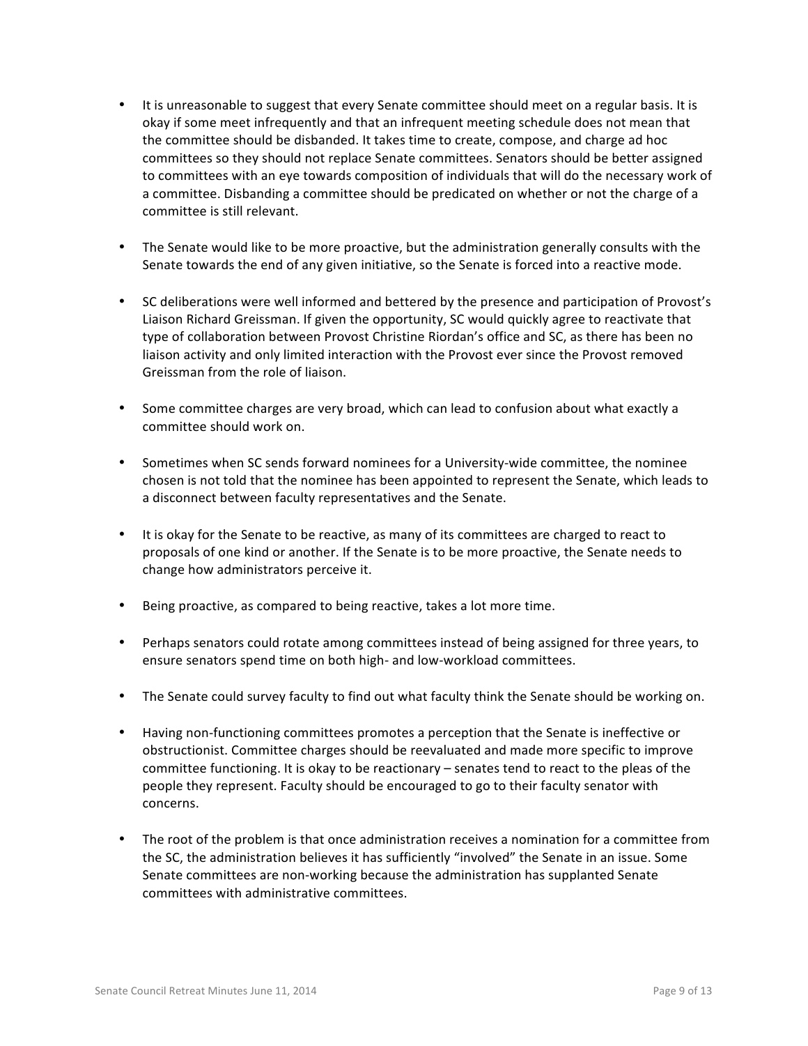- It is unreasonable to suggest that every Senate committee should meet on a regular basis. It is okay if some meet infrequently and that an infrequent meeting schedule does not mean that the committee should be disbanded. It takes time to create, compose, and charge ad hoc committees so they should not replace Senate committees. Senators should be better assigned to committees with an eye towards composition of individuals that will do the necessary work of a committee. Disbanding a committee should be predicated on whether or not the charge of a committee is still relevant.

- The Senate would like to be more proactive, but the administration generally consults with the Senate towards the end of any given initiative, so the Senate is forced into a reactive mode.

- SC deliberations were well informed and bettered by the presence and participation of Provost's Liaison Richard Greissman. If given the opportunity, SC would quickly agree to reactivate that type of collaboration between Provost Christine Riordan's office and SC, as there has been no liaison activity and only limited interaction with the Provost ever since the Provost removed Greissman from the role of liaison.

- Some committee charges are very broad, which can lead to confusion about what exactly a committee should work on.

- Sometimes when SC sends forward nominees for a University-wide committee, the nominee chosen is not told that the nominee has been appointed to represent the Senate, which leads to a disconnect between faculty representatives and the Senate.

- It is okay for the Senate to be reactive, as many of its committees are charged to react to proposals of one kind or another. If the Senate is to be more proactive, the Senate needs to change how administrators perceive it.

- Being proactive, as compared to being reactive, takes a lot more time.

- Perhaps senators could rotate among committees instead of being assigned for three years, to ensure senators spend time on both high- and low-workload committees.

- The Senate could survey faculty to find out what faculty think the Senate should be working on.

- Having non-functioning committees promotes a perception that the Senate is ineffective or obstructionist. Committee charges should be reevaluated and made more specific to improve committee functioning. It is okay to be reactionary – senates tend to react to the pleas of the people they represent. Faculty should be encouraged to go to their faculty senator with concerns.

- The root of the problem is that once administration receives a nomination for a committee from the SC, the administration believes it has sufficiently "involved" the Senate in an issue. Some Senate committees are non-working because the administration has supplanted Senate committees with administrative committees.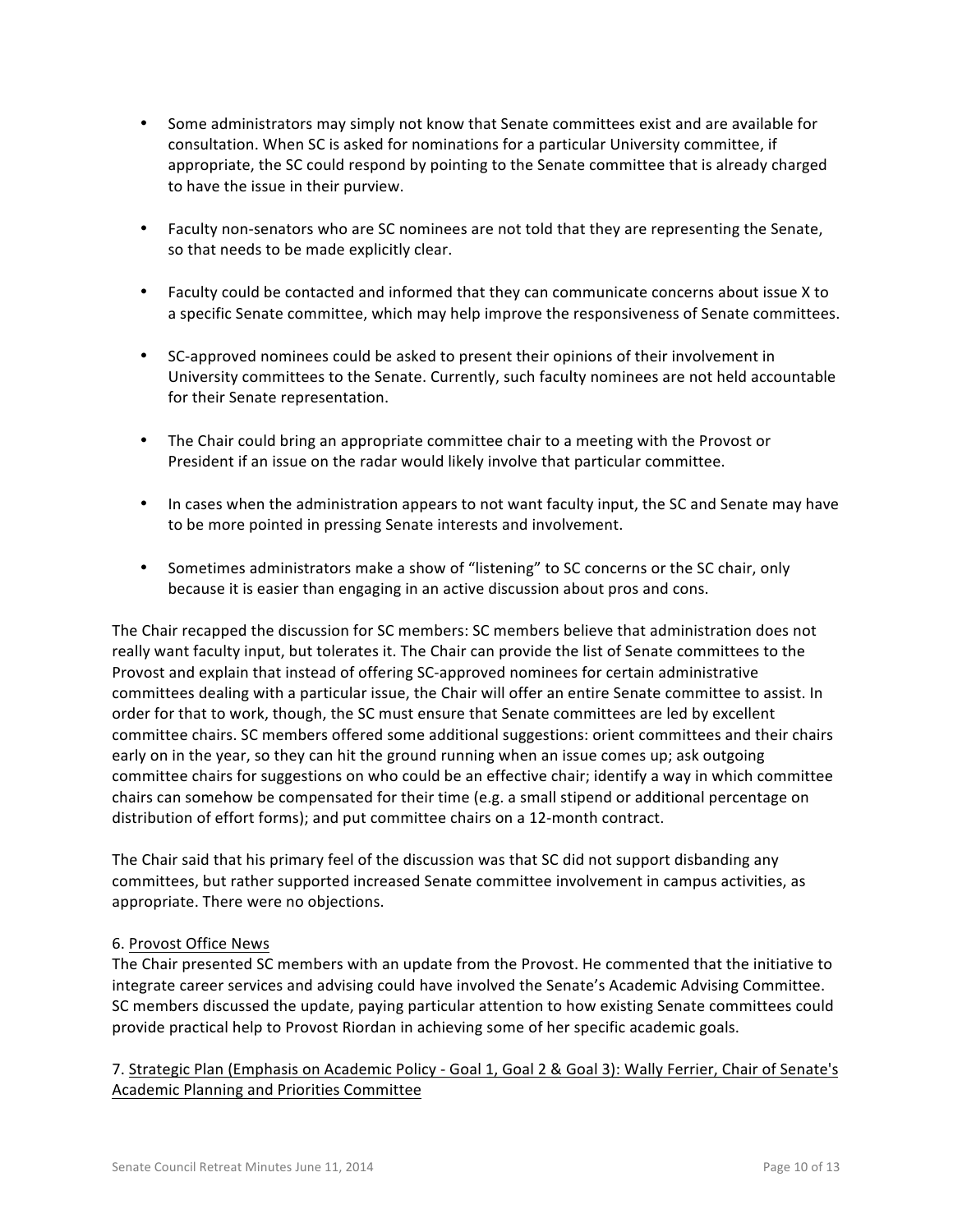- Some administrators may simply not know that Senate committees exist and are available for consultation. When SC is asked for nominations for a particular University committee, if appropriate, the SC could respond by pointing to the Senate committee that is already charged to have the issue in their purview.

- Faculty non-senators who are SC nominees are not told that they are representing the Senate, so that needs to be made explicitly clear.

- Faculty could be contacted and informed that they can communicate concerns about issue X to a specific Senate committee, which may help improve the responsiveness of Senate committees.

- SC-approved nominees could be asked to present their opinions of their involvement in University committees to the Senate. Currently, such faculty nominees are not held accountable for their Senate representation.

- The Chair could bring an appropriate committee chair to a meeting with the Provost or President if an issue on the radar would likely involve that particular committee.

- In cases when the administration appears to not want faculty input, the SC and Senate may have to be more pointed in pressing Senate interests and involvement.

- Sometimes administrators make a show of "listening" to SC concerns or the SC chair, only because it is easier than engaging in an active discussion about pros and cons.

The Chair recapped the discussion for SC members: SC members believe that administration does not really want faculty input, but tolerates it. The Chair can provide the list of Senate committees to the Provost and explain that instead of offering SC-approved nominees for certain administrative committees dealing with a particular issue, the Chair will offer an entire Senate committee to assist. In order for that to work, though, the SC must ensure that Senate committees are led by excellent committee chairs. SC members offered some additional suggestions: orient committees and their chairs early on in the year, so they can hit the ground running when an issue comes up; ask outgoing committee chairs for suggestions on who could be an effective chair; identify a way in which committee chairs can somehow be compensated for their time (e.g. a small stipend or additional percentage on distribution of effort forms); and put committee chairs on a 12-month contract.

The Chair said that his primary feel of the discussion was that SC did not support disbanding any committees, but rather supported increased Senate committee involvement in campus activities, as appropriate. There were no objections.

6. Provost Office News

The Chair presented SC members with an update from the Provost. He commented that the initiative to integrate career services and advising could have involved the Senate's Academic Advising Committee. SC members discussed the update, paying particular attention to how existing Senate committees could provide practical help to Provost Riordan in achieving some of her specific academic goals.

7. Strategic Plan (Emphasis on Academic Policy - Goal 1, Goal 2 & Goal 3): Wally Ferrier, Chair of Senate's Academic Planning and Priorities Committee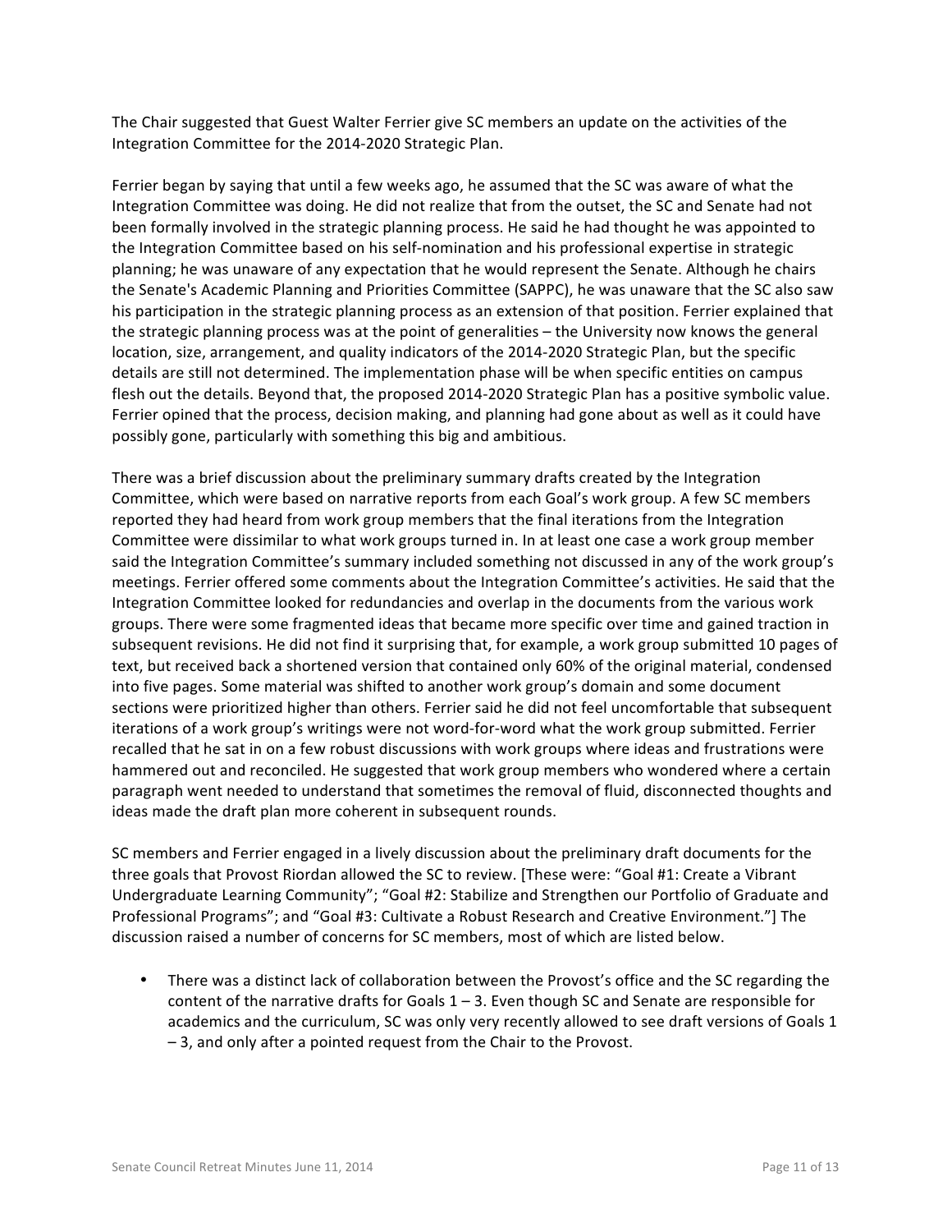The Chair suggested that Guest Walter Ferrier give SC members an update on the activities of the Integration Committee for the 2014-2020 Strategic Plan.

Ferrier began by saying that until a few weeks ago, he assumed that the SC was aware of what the Integration Committee was doing. He did not realize that from the outset, the SC and Senate had not been formally involved in the strategic planning process. He said he had thought he was appointed to the Integration Committee based on his self-nomination and his professional expertise in strategic planning; he was unaware of any expectation that he would represent the Senate. Although he chairs the Senate's Academic Planning and Priorities Committee (SAPPC), he was unaware that the SC also saw his participation in the strategic planning process as an extension of that position. Ferrier explained that the strategic planning process was at the point of generalities – the University now knows the general location, size, arrangement, and quality indicators of the 2014-2020 Strategic Plan, but the specific details are still not determined. The implementation phase will be when specific entities on campus flesh out the details. Beyond that, the proposed 2014-2020 Strategic Plan has a positive symbolic value. Ferrier opined that the process, decision making, and planning had gone about as well as it could have possibly gone, particularly with something this big and ambitious.

There was a brief discussion about the preliminary summary drafts created by the Integration Committee, which were based on narrative reports from each Goal's work group. A few SC members reported they had heard from work group members that the final iterations from the Integration Committee were dissimilar to what work groups turned in. In at least one case a work group member said the Integration Committee's summary included something not discussed in any of the work group's meetings. Ferrier offered some comments about the Integration Committee's activities. He said that the Integration Committee looked for redundancies and overlap in the documents from the various work groups. There were some fragmented ideas that became more specific over time and gained traction in subsequent revisions. He did not find it surprising that, for example, a work group submitted 10 pages of text, but received back a shortened version that contained only 60% of the original material, condensed into five pages. Some material was shifted to another work group's domain and some document sections were prioritized higher than others. Ferrier said he did not feel uncomfortable that subsequent iterations of a work group's writings were not word-for-word what the work group submitted. Ferrier recalled that he sat in on a few robust discussions with work groups where ideas and frustrations were hammered out and reconciled. He suggested that work group members who wondered where a certain paragraph went needed to understand that sometimes the removal of fluid, disconnected thoughts and ideas made the draft plan more coherent in subsequent rounds.

SC members and Ferrier engaged in a lively discussion about the preliminary draft documents for the three goals that Provost Riordan allowed the SC to review. [These were: "Goal #1: Create a Vibrant Undergraduate Learning Community"; "Goal #2: Stabilize and Strengthen our Portfolio of Graduate and Professional Programs"; and "Goal #3: Cultivate a Robust Research and Creative Environment."] The discussion raised a number of concerns for SC members, most of which are listed below.

- There was a distinct lack of collaboration between the Provost's office and the SC regarding the content of the narrative drafts for Goals 1 – 3. Even though SC and Senate are responsible for academics and the curriculum, SC was only very recently allowed to see draft versions of Goals 1 – 3, and only after a pointed request from the Chair to the Provost.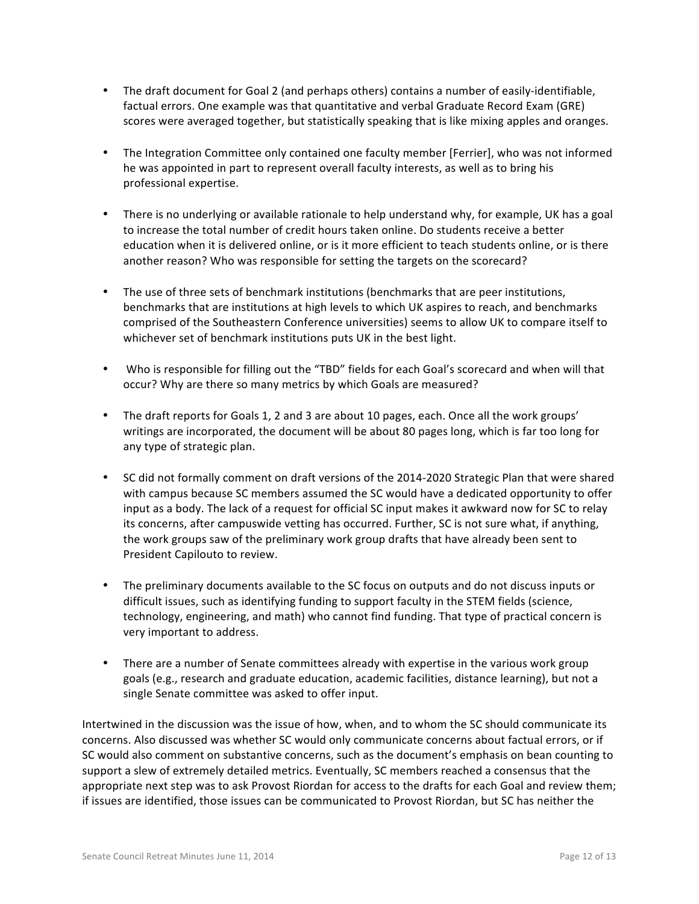- The draft document for Goal 2 (and perhaps others) contains a number of easily-identifiable, factual errors. One example was that quantitative and verbal Graduate Record Exam (GRE) scores were averaged together, but statistically speaking that is like mixing apples and oranges.

- The Integration Committee only contained one faculty member [Ferrier], who was not informed he was appointed in part to represent overall faculty interests, as well as to bring his professional expertise.

- There is no underlying or available rationale to help understand why, for example, UK has a goal to increase the total number of credit hours taken online. Do students receive a better education when it is delivered online, or is it more efficient to teach students online, or is there another reason? Who was responsible for setting the targets on the scorecard?

- The use of three sets of benchmark institutions (benchmarks that are peer institutions, benchmarks that are institutions at high levels to which UK aspires to reach, and benchmarks comprised of the Southeastern Conference universities) seems to allow UK to compare itself to whichever set of benchmark institutions puts UK in the best light.

- Who is responsible for filling out the "TBD" fields for each Goal's scorecard and when will that occur? Why are there so many metrics by which Goals are measured?

- The draft reports for Goals 1, 2 and 3 are about 10 pages, each. Once all the work groups' writings are incorporated, the document will be about 80 pages long, which is far too long for any type of strategic plan.

- SC did not formally comment on draft versions of the 2014-2020 Strategic Plan that were shared with campus because SC members assumed the SC would have a dedicated opportunity to offer input as a body. The lack of a request for official SC input makes it awkward now for SC to relay its concerns, after campuswide vetting has occurred. Further, SC is not sure what, if anything, the work groups saw of the preliminary work group drafts that have already been sent to President Capilouto to review.

- The preliminary documents available to the SC focus on outputs and do not discuss inputs or difficult issues, such as identifying funding to support faculty in the STEM fields (science, technology, engineering, and math) who cannot find funding. That type of practical concern is very important to address.

- There are a number of Senate committees already with expertise in the various work group goals (e.g., research and graduate education, academic facilities, distance learning), but not a single Senate committee was asked to offer input.

Intertwined in the discussion was the issue of how, when, and to whom the SC should communicate its concerns. Also discussed was whether SC would only communicate concerns about factual errors, or if SC would also comment on substantive concerns, such as the document's emphasis on bean counting to support a slew of extremely detailed metrics. Eventually, SC members reached a consensus that the appropriate next step was to ask Provost Riordan for access to the drafts for each Goal and review them; if issues are identified, those issues can be communicated to Provost Riordan, but SC has neither the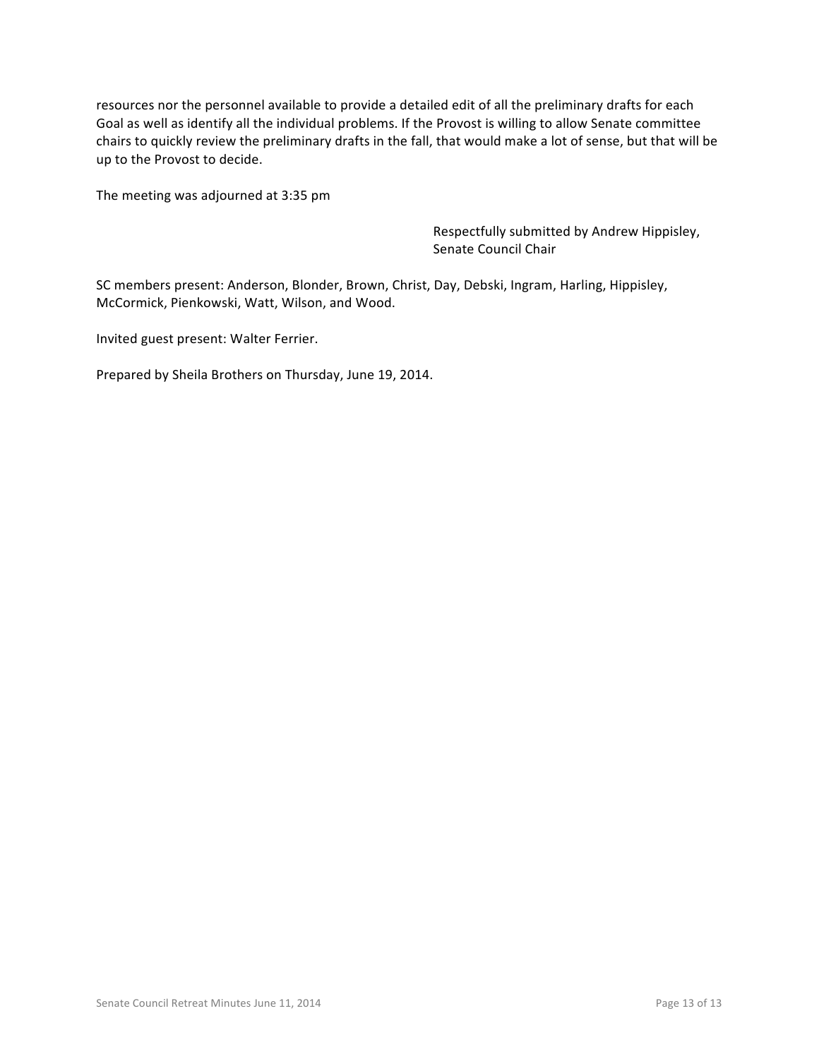resources nor the personnel available to provide a detailed edit of all the preliminary drafts for each Goal as well as identify all the individual problems. If the Provost is willing to allow Senate committee chairs to quickly review the preliminary drafts in the fall, that would make a lot of sense, but that will be up to the Provost to decide.

The meeting was adjourned at 3:35 pm

Respectfully submitted by Andrew Hippisley,
Senate Council Chair

SC members present: Anderson, Blonder, Brown, Christ, Day, Debski, Ingram, Harling, Hippisley, McCormick, Pienkowski, Watt, Wilson, and Wood.

Invited guest present: Walter Ferrier.

Prepared by Sheila Brothers on Thursday, June 19, 2014.